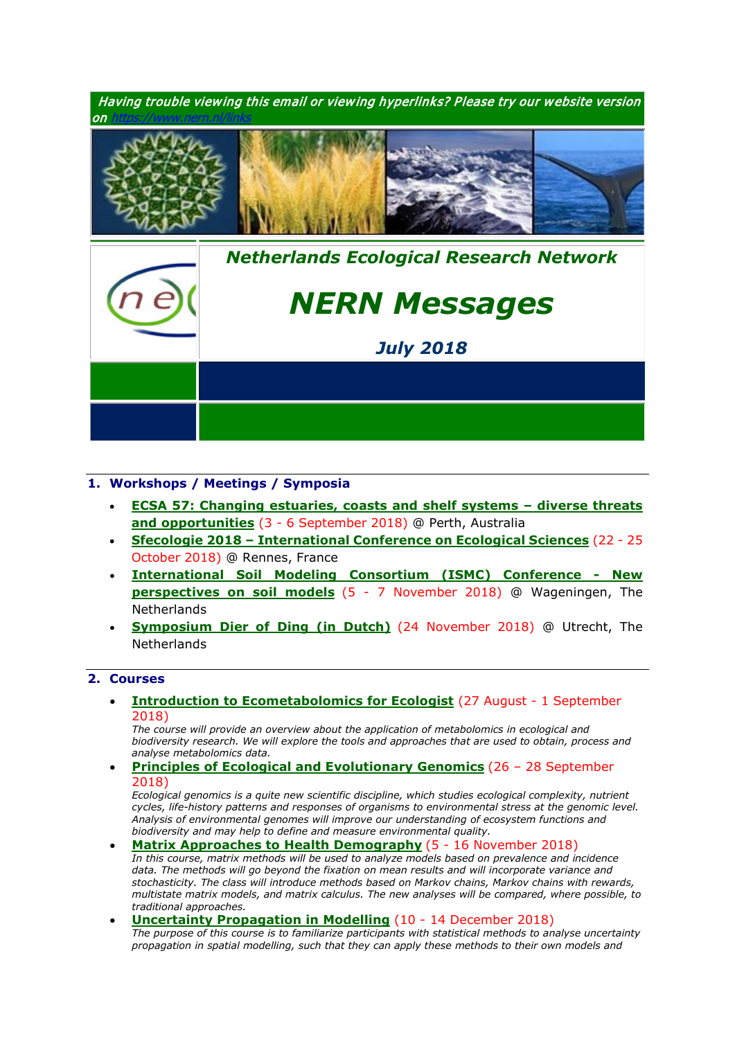*Having trouble viewing this email or viewing hyperlinks? Please try our website version on https://www.nern.nl/links*

***Netherlands Ecological Research Network***

# *NERN Messages*

***July 2018***

## 1. Workshops / Meetings / Symposia

- **ECSA 57: Changing estuaries, coasts and shelf systems – diverse threats and opportunities** (3 - 6 September 2018) @ Perth, Australia
- **Sfecologie 2018 – International Conference on Ecological Sciences** (22 - 25 October 2018) @ Rennes, France
- **International Soil Modeling Consortium (ISMC) Conference - New perspectives on soil models** (5 - 7 November 2018) @ Wageningen, The Netherlands
- **Symposium Dier of Ding (in Dutch)** (24 November 2018) @ Utrecht, The Netherlands

## 2. Courses

- **Introduction to Ecometabolomics for Ecologist** (27 August - 1 September 2018)
  *The course will provide an overview about the application of metabolomics in ecological and biodiversity research. We will explore the tools and approaches that are used to obtain, process and analyse metabolomics data.*
- **Principles of Ecological and Evolutionary Genomics** (26 – 28 September 2018)
  *Ecological genomics is a quite new scientific discipline, which studies ecological complexity, nutrient cycles, life-history patterns and responses of organisms to environmental stress at the genomic level. Analysis of environmental genomes will improve our understanding of ecosystem functions and biodiversity and may help to define and measure environmental quality.*
- **Matrix Approaches to Health Demography** (5 - 16 November 2018)
  *In this course, matrix methods will be used to analyze models based on prevalence and incidence data. The methods will go beyond the fixation on mean results and will incorporate variance and stochasticity. The class will introduce methods based on Markov chains, Markov chains with rewards, multistate matrix models, and matrix calculus. The new analyses will be compared, where possible, to traditional approaches.*
- **Uncertainty Propagation in Modelling** (10 - 14 December 2018)
  *The purpose of this course is to familiarize participants with statistical methods to analyse uncertainty propagation in spatial modelling, such that they can apply these methods to their own models and*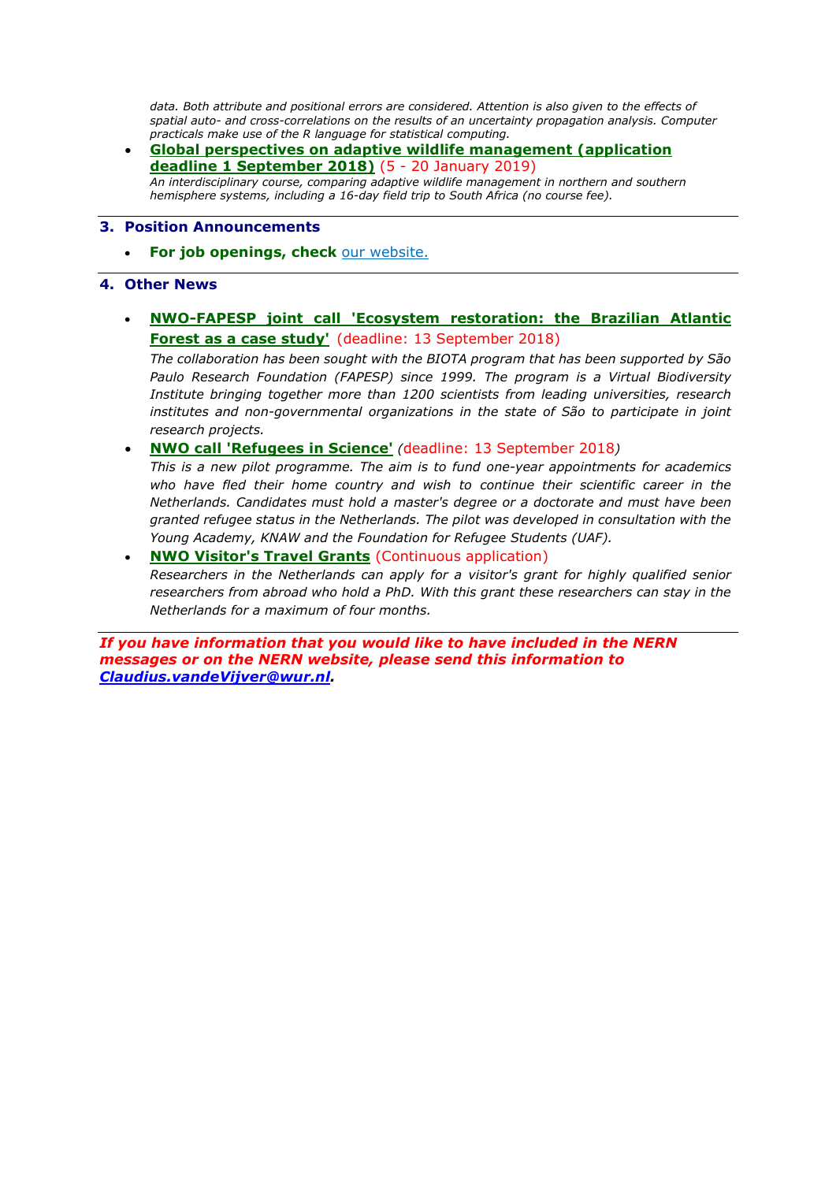*data. Both attribute and positional errors are considered. Attention is also given to the effects of spatial auto- and cross-correlations on the results of an uncertainty propagation analysis. Computer practicals make use of the R language for statistical computing.*

- **Global perspectives on adaptive wildlife management (application deadline 1 September 2018)** (5 - 20 January 2019)
  *An interdisciplinary course, comparing adaptive wildlife management in northern and southern hemisphere systems, including a 16-day field trip to South Africa (no course fee).*

---

## 3. Position Announcements

- **For job openings, check** our website.

---

## 4. Other News

- **NWO-FAPESP joint call 'Ecosystem restoration: the Brazilian Atlantic Forest as a case study'** (deadline: 13 September 2018)
  *The collaboration has been sought with the BIOTA program that has been supported by São Paulo Research Foundation (FAPESP) since 1999. The program is a Virtual Biodiversity Institute bringing together more than 1200 scientists from leading universities, research institutes and non-governmental organizations in the state of São to participate in joint research projects.*
- **NWO call 'Refugees in Science'** *(*deadline: 13 September 2018*)*
  *This is a new pilot programme. The aim is to fund one-year appointments for academics who have fled their home country and wish to continue their scientific career in the Netherlands. Candidates must hold a master's degree or a doctorate and must have been granted refugee status in the Netherlands. The pilot was developed in consultation with the Young Academy, KNAW and the Foundation for Refugee Students (UAF).*
- **NWO Visitor's Travel Grants** (Continuous application)
  *Researchers in the Netherlands can apply for a visitor's grant for highly qualified senior researchers from abroad who hold a PhD. With this grant these researchers can stay in the Netherlands for a maximum of four months.*

---

***If you have information that you would like to have included in the NERN messages or on the NERN website, please send this information to Claudius.vandeVijver@wur.nl.***